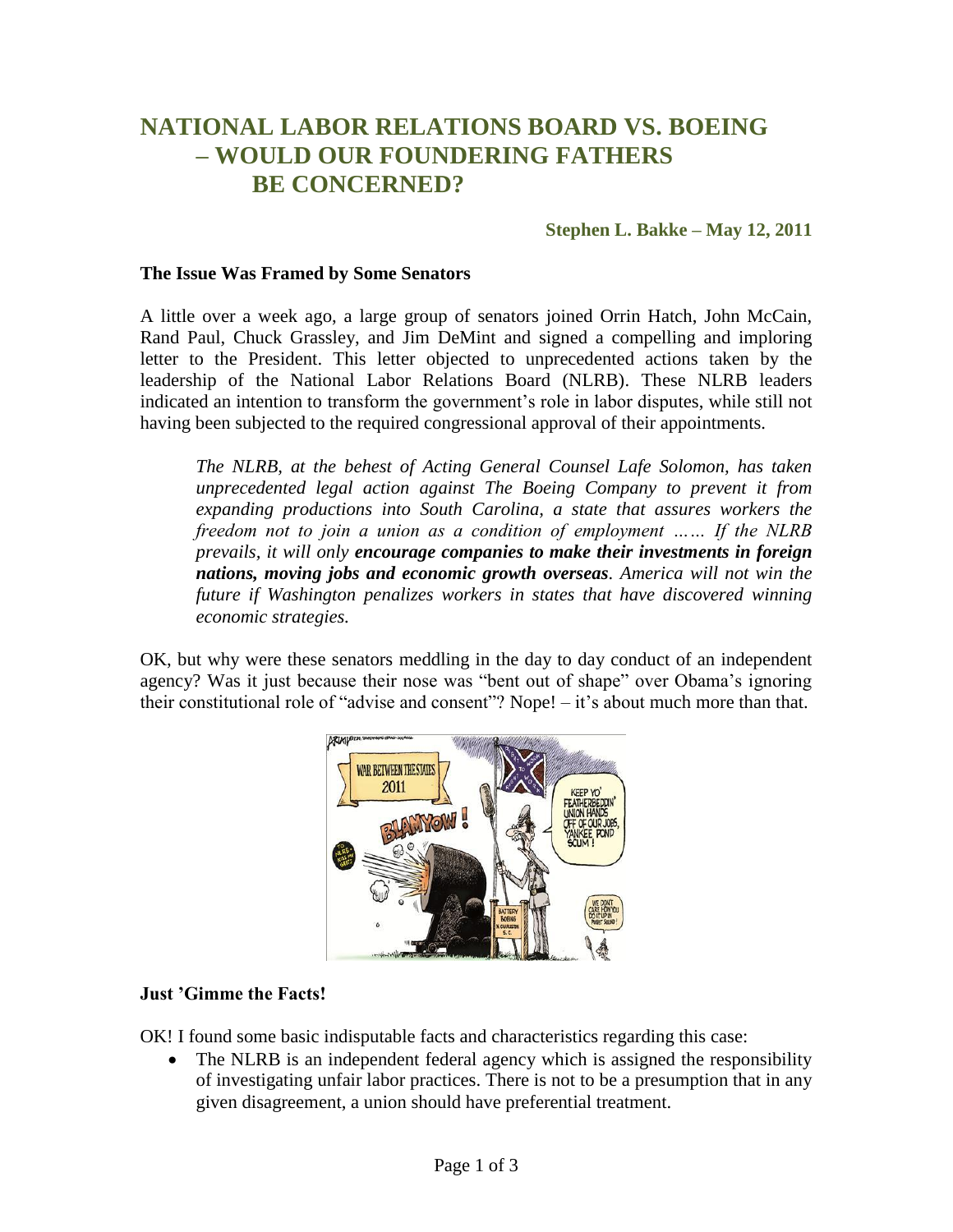# NATIONAL LABOR RELATIONS BOARD VS. BOEING – WOULD OUR FOUNDERING FATHERS BE CONCERNED?

**Stephen L. Bakke – May 12, 2011**

### The Issue Was Framed by Some Senators

A little over a week ago, a large group of senators joined Orrin Hatch, John McCain, Rand Paul, Chuck Grassley, and Jim DeMint and signed a compelling and imploring letter to the President. This letter objected to unprecedented actions taken by the leadership of the National Labor Relations Board (NLRB). These NLRB leaders indicated an intention to transform the government's role in labor disputes, while still not having been subjected to the required congressional approval of their appointments.

> *The NLRB, at the behest of Acting General Counsel Lafe Solomon, has taken unprecedented legal action against The Boeing Company to prevent it from expanding productions into South Carolina, a state that assures workers the freedom not to join a union as a condition of employment …… If the NLRB prevails, it will only* ***encourage companies to make their investments in foreign nations, moving jobs and economic growth overseas****. America will not win the future if Washington penalizes workers in states that have discovered winning economic strategies.*

OK, but why were these senators meddling in the day to day conduct of an independent agency? Was it just because their nose was "bent out of shape" over Obama's ignoring their constitutional role of "advise and consent"? Nope! – it's about much more than that.

### Just 'Gimme the Facts!

OK! I found some basic indisputable facts and characteristics regarding this case:

- The NLRB is an independent federal agency which is assigned the responsibility of investigating unfair labor practices. There is not to be a presumption that in any given disagreement, a union should have preferential treatment.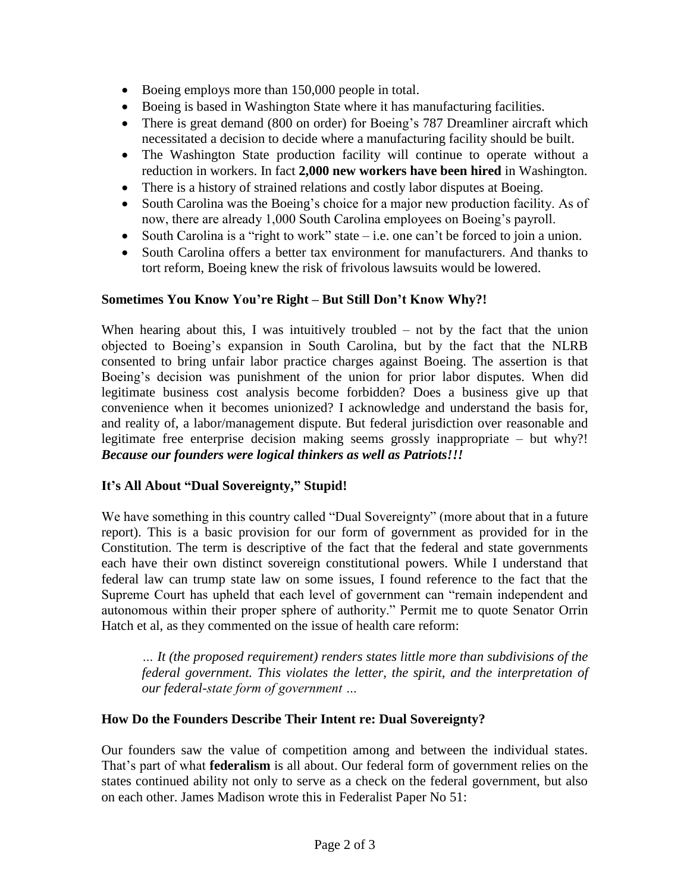- Boeing employs more than 150,000 people in total.
- Boeing is based in Washington State where it has manufacturing facilities.
- There is great demand (800 on order) for Boeing's 787 Dreamliner aircraft which necessitated a decision to decide where a manufacturing facility should be built.
- The Washington State production facility will continue to operate without a reduction in workers. In fact **2,000 new workers have been hired** in Washington.
- There is a history of strained relations and costly labor disputes at Boeing.
- South Carolina was the Boeing's choice for a major new production facility. As of now, there are already 1,000 South Carolina employees on Boeing's payroll.
- South Carolina is a "right to work" state – i.e. one can't be forced to join a union.
- South Carolina offers a better tax environment for manufacturers. And thanks to tort reform, Boeing knew the risk of frivolous lawsuits would be lowered.

**Sometimes You Know You're Right – But Still Don't Know Why?!**

When hearing about this, I was intuitively troubled – not by the fact that the union objected to Boeing's expansion in South Carolina, but by the fact that the NLRB consented to bring unfair labor practice charges against Boeing. The assertion is that Boeing's decision was punishment of the union for prior labor disputes. When did legitimate business cost analysis become forbidden? Does a business give up that convenience when it becomes unionized? I acknowledge and understand the basis for, and reality of, a labor/management dispute. But federal jurisdiction over reasonable and legitimate free enterprise decision making seems grossly inappropriate – but why?! ***Because our founders were logical thinkers as well as Patriots!!!***

**It's All About "Dual Sovereignty," Stupid!**

We have something in this country called "Dual Sovereignty" (more about that in a future report). This is a basic provision for our form of government as provided for in the Constitution. The term is descriptive of the fact that the federal and state governments each have their own distinct sovereign constitutional powers. While I understand that federal law can trump state law on some issues, I found reference to the fact that the Supreme Court has upheld that each level of government can "remain independent and autonomous within their proper sphere of authority." Permit me to quote Senator Orrin Hatch et al, as they commented on the issue of health care reform:

> *… It (the proposed requirement) renders states little more than subdivisions of the federal government. This violates the letter, the spirit, and the interpretation of our federal-state form of government …*

**How Do the Founders Describe Their Intent re: Dual Sovereignty?**

Our founders saw the value of competition among and between the individual states. That's part of what **federalism** is all about. Our federal form of government relies on the states continued ability not only to serve as a check on the federal government, but also on each other. James Madison wrote this in Federalist Paper No 51: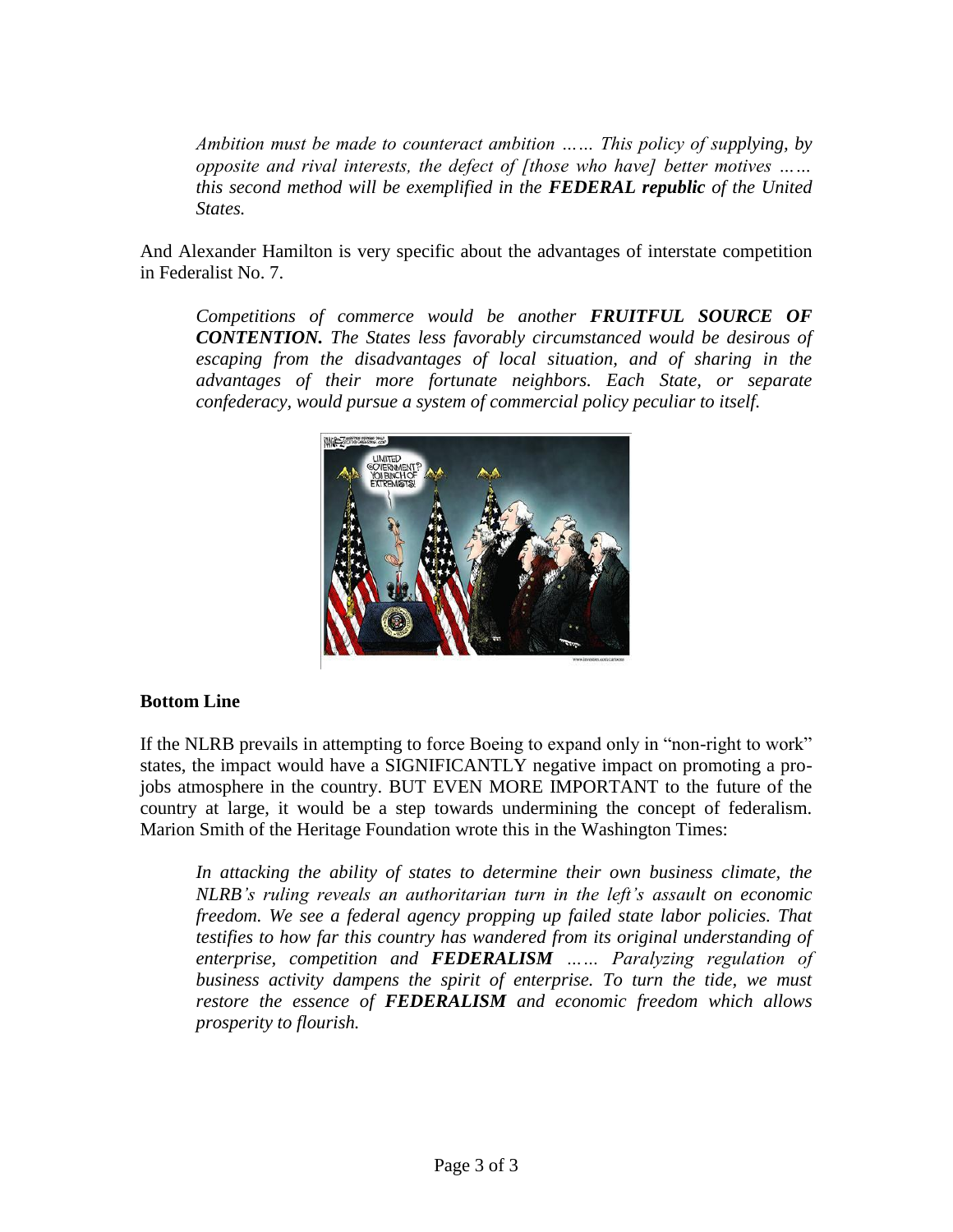*Ambition must be made to counteract ambition …… This policy of supplying, by opposite and rival interests, the defect of [those who have] better motives …… this second method will be exemplified in the* ***FEDERAL republic*** *of the United States.*

And Alexander Hamilton is very specific about the advantages of interstate competition in Federalist No. 7.

*Competitions of commerce would be another* ***FRUITFUL SOURCE OF CONTENTION.*** *The States less favorably circumstanced would be desirous of escaping from the disadvantages of local situation, and of sharing in the advantages of their more fortunate neighbors. Each State, or separate confederacy, would pursue a system of commercial policy peculiar to itself.*

## Bottom Line

If the NLRB prevails in attempting to force Boeing to expand only in "non-right to work" states, the impact would have a SIGNIFICANTLY negative impact on promoting a pro-jobs atmosphere in the country. BUT EVEN MORE IMPORTANT to the future of the country at large, it would be a step towards undermining the concept of federalism. Marion Smith of the Heritage Foundation wrote this in the Washington Times:

*In attacking the ability of states to determine their own business climate, the NLRB's ruling reveals an authoritarian turn in the left's assault on economic freedom. We see a federal agency propping up failed state labor policies. That testifies to how far this country has wandered from its original understanding of enterprise, competition and* ***FEDERALISM*** *…… Paralyzing regulation of business activity dampens the spirit of enterprise. To turn the tide, we must restore the essence of* ***FEDERALISM*** *and economic freedom which allows prosperity to flourish.*